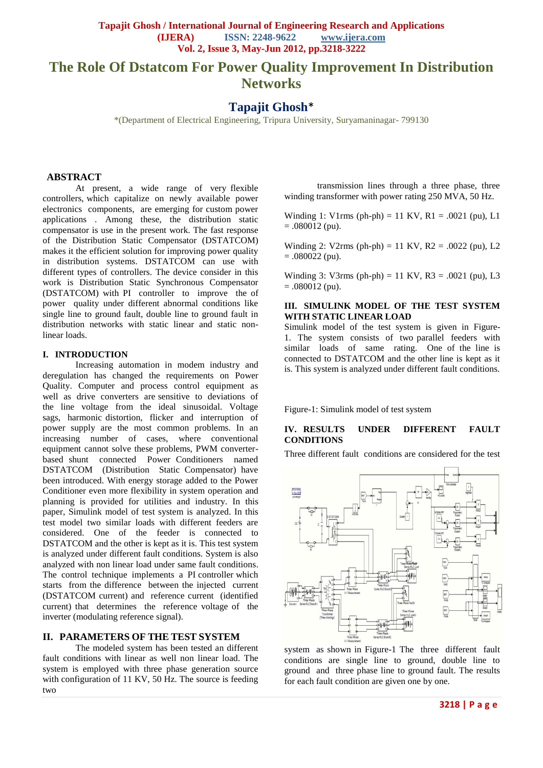# The Role Of Dstatcom For Power Quality Improvement In Distribution Networks

## Tapajit Ghosh*

*(Department of Electrical Engineering, Tripura University, Suryamaninagar- 799130

### ABSTRACT

At present, a wide range of very flexible controllers, which capitalize on newly available power electronics components, are emerging for custom power applications . Among these, the distribution static compensator is use in the present work. The fast response of the Distribution Static Compensator (DSTATCOM) makes it the efficient solution for improving power quality in distribution systems. DSTATCOM can use with different types of controllers. The device consider in this work is Distribution Static Synchronous Compensator (DSTATCOM) with PI controller to improve the of power quality under different abnormal conditions like single line to ground fault, double line to ground fault in distribution networks with static linear and static non-linear loads.

### I. INTRODUCTION

Increasing automation in modem industry and deregulation has changed the requirements on Power Quality. Computer and process control equipment as well as drive converters are sensitive to deviations of the line voltage from the ideal sinusoidal. Voltage sags, harmonic distortion, flicker and interruption of power supply are the most common problems. In an increasing number of cases, where conventional equipment cannot solve these problems, PWM converter-based shunt connected Power Conditioners named DSTATCOM (Distribution Static Compensator) have been introduced. With energy storage added to the Power Conditioner even more flexibility in system operation and planning is provided for utilities and industry. In this paper, Simulink model of test system is analyzed. In this test model two similar loads with different feeders are considered. One of the feeder is connected to DSTATCOM and the other is kept as it is. This test system is analyzed under different fault conditions. System is also analyzed with non linear load under same fault conditions. The control technique implements a PI controller which starts from the difference between the injected current (DSTATCOM current) and reference current (identified current) that determines the reference voltage of the inverter (modulating reference signal).

### II. PARAMETERS OF THE TEST SYSTEM

The modeled system has been tested an different fault conditions with linear as well non linear load. The system is employed with three phase generation source with configuration of 11 KV, 50 Hz. The source is feeding two transmission lines through a three phase, three winding transformer with power rating 250 MVA, 50 Hz.

Winding 1: V1rms (ph-ph) = 11 KV, R1 = .0021 (pu), L1 = .080012 (pu).

Winding 2: V2rms (ph-ph) = 11 KV, R2 = .0022 (pu), L2 = .080022 (pu).

Winding 3: V3rms (ph-ph) = 11 KV, R3 = .0021 (pu), L3 = .080012 (pu).

### III. SIMULINK MODEL OF THE TEST SYSTEM WITH STATIC LINEAR LOAD

Simulink model of the test system is given in Figure-1. The system consists of two parallel feeders with similar loads of same rating. One of the line is connected to DSTATCOM and the other line is kept as it is. This system is analyzed under different fault conditions.

Figure-1: Simulink model of test system

### IV. RESULTS UNDER DIFFERENT FAULT CONDITIONS

Three different fault conditions are considered for the test system as shown in Figure-1 The three different fault conditions are single line to ground, double line to ground and three phase line to ground fault. The results for each fault condition are given one by one.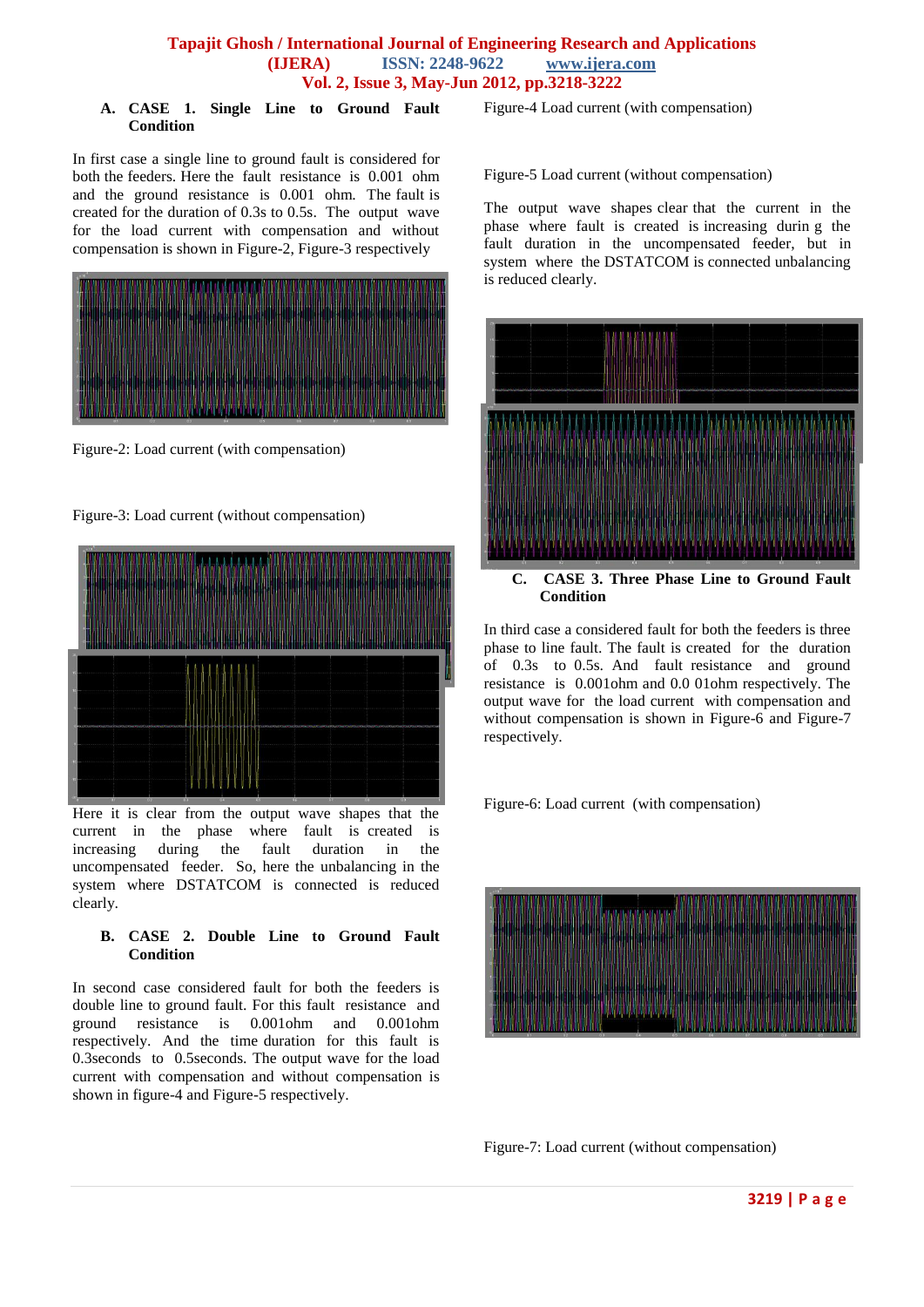### A. CASE 1. Single Line to Ground Fault Condition

In first case a single line to ground fault is considered for both the feeders. Here the fault resistance is 0.001 ohm and the ground resistance is 0.001 ohm. The fault is created for the duration of 0.3s to 0.5s. The output wave for the load current with compensation and without compensation is shown in Figure-2, Figure-3 respectively

Figure-2: Load current (with compensation)

Figure-3: Load current (without compensation)

Here it is clear from the output wave shapes that the current in the phase where fault is created is increasing during the fault duration in the uncompensated feeder. So, here the unbalancing in the system where DSTATCOM is connected is reduced clearly.

### B. CASE 2. Double Line to Ground Fault Condition

In second case considered fault for both the feeders is double line to ground fault. For this fault resistance and ground resistance is 0.001ohm and 0.001ohm respectively. And the time duration for this fault is 0.3seconds to 0.5seconds. The output wave for the load current with compensation and without compensation is shown in figure-4 and Figure-5 respectively.

Figure-4 Load current (with compensation)

Figure-5 Load current (without compensation)

The output wave shapes clear that the current in the phase where fault is created is increasing durin g the fault duration in the uncompensated feeder, but in system where the DSTATCOM is connected unbalancing is reduced clearly.

### C. CASE 3. Three Phase Line to Ground Fault Condition

In third case a considered fault for both the feeders is three phase to line fault. The fault is created for the duration of 0.3s to 0.5s. And fault resistance and ground resistance is 0.001ohm and 0.0 01ohm respectively. The output wave for the load current with compensation and without compensation is shown in Figure-6 and Figure-7 respectively.

Figure-6: Load current (with compensation)

Figure-7: Load current (without compensation)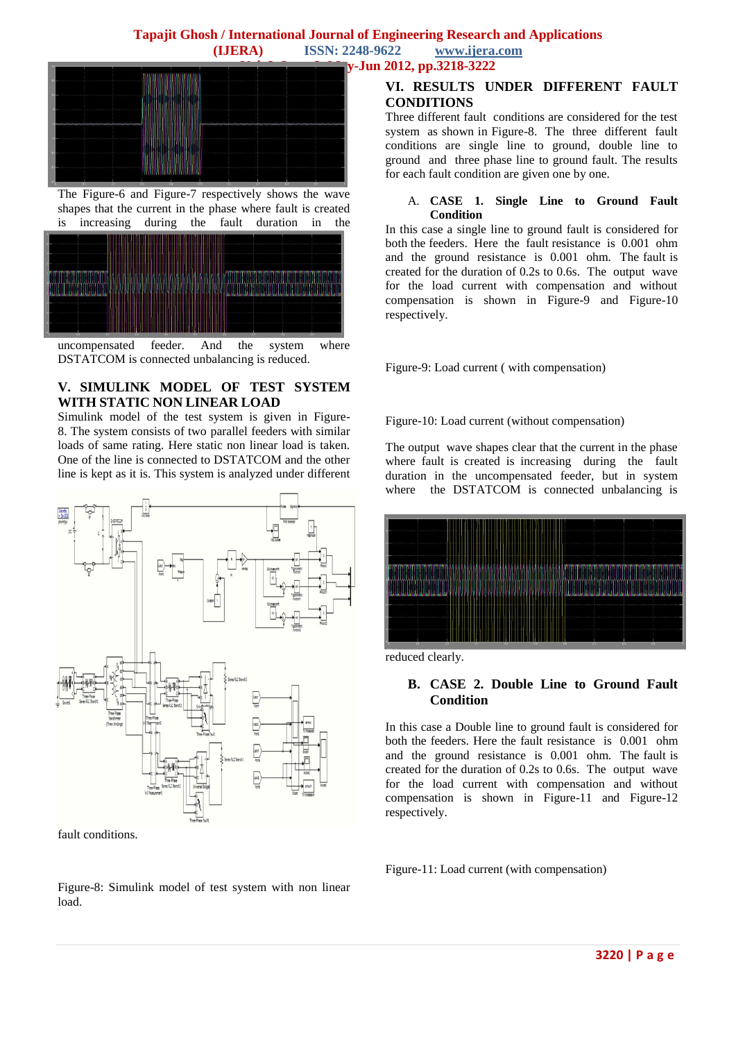The Figure-6 and Figure-7 respectively shows the wave shapes that the current in the phase where fault is created is increasing during the fault duration in the uncompensated feeder. And the system where DSTATCOM is connected unbalancing is reduced.

## V. SIMULINK MODEL OF TEST SYSTEM WITH STATIC NON LINEAR LOAD

Simulink model of the test system is given in Figure-8. The system consists of two parallel feeders with similar loads of same rating. Here static non linear load is taken. One of the line is connected to DSTATCOM and the other line is kept as it is. This system is analyzed under different fault conditions.

Figure-8: Simulink model of test system with non linear load.

## VI. RESULTS UNDER DIFFERENT FAULT CONDITIONS

Three different fault conditions are considered for the test system as shown in Figure-8. The three different fault conditions are single line to ground, double line to ground and three phase line to ground fault. The results for each fault condition are given one by one.

### A. CASE 1. Single Line to Ground Fault Condition

In this case a single line to ground fault is considered for both the feeders. Here the fault resistance is 0.001 ohm and the ground resistance is 0.001 ohm. The fault is created for the duration of 0.2s to 0.6s. The output wave for the load current with compensation and without compensation is shown in Figure-9 and Figure-10 respectively.

Figure-9: Load current ( with compensation)

Figure-10: Load current (without compensation)

The output wave shapes clear that the current in the phase where fault is created is increasing during the fault duration in the uncompensated feeder, but in system where the DSTATCOM is connected unbalancing is reduced clearly.

### B. CASE 2. Double Line to Ground Fault Condition

In this case a Double line to ground fault is considered for both the feeders. Here the fault resistance is 0.001 ohm and the ground resistance is 0.001 ohm. The fault is created for the duration of 0.2s to 0.6s. The output wave for the load current with compensation and without compensation is shown in Figure-11 and Figure-12 respectively.

Figure-11: Load current (with compensation)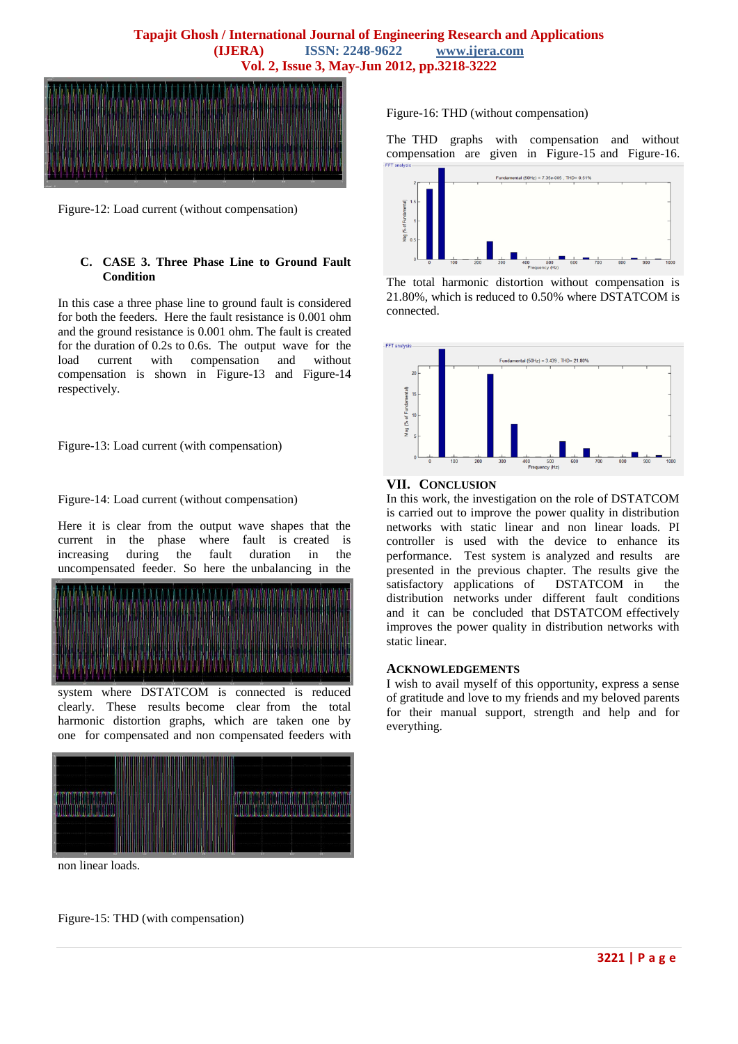Figure-12: Load current (without compensation)

### C. CASE 3. Three Phase Line to Ground Fault Condition

In this case a three phase line to ground fault is considered for both the feeders. Here the fault resistance is 0.001 ohm and the ground resistance is 0.001 ohm. The fault is created for the duration of 0.2s to 0.6s. The output wave for the load current with compensation and without compensation is shown in Figure-13 and Figure-14 respectively.

Figure-13: Load current (with compensation)

Figure-14: Load current (without compensation)

Here it is clear from the output wave shapes that the current in the phase where fault is created is increasing during the fault duration in the uncompensated feeder. So here the unbalancing in the system where DSTATCOM is connected is reduced clearly. These results become clear from the total harmonic distortion graphs, which are taken one by one for compensated and non compensated feeders with non linear loads.

Figure-15: THD (with compensation)

Figure-16: THD (without compensation)

The THD graphs with compensation and without compensation are given in Figure-15 and Figure-16.

The total harmonic distortion without compensation is 21.80%, which is reduced to 0.50% where DSTATCOM is connected.

## VII. Conclusion

In this work, the investigation on the role of DSTATCOM is carried out to improve the power quality in distribution networks with static linear and non linear loads. PI controller is used with the device to enhance its performance. Test system is analyzed and results are presented in the previous chapter. The results give the satisfactory applications of DSTATCOM in the distribution networks under different fault conditions and it can be concluded that DSTATCOM effectively improves the power quality in distribution networks with static linear.

## Acknowledgements

I wish to avail myself of this opportunity, express a sense of gratitude and love to my friends and my beloved parents for their manual support, strength and help and for everything.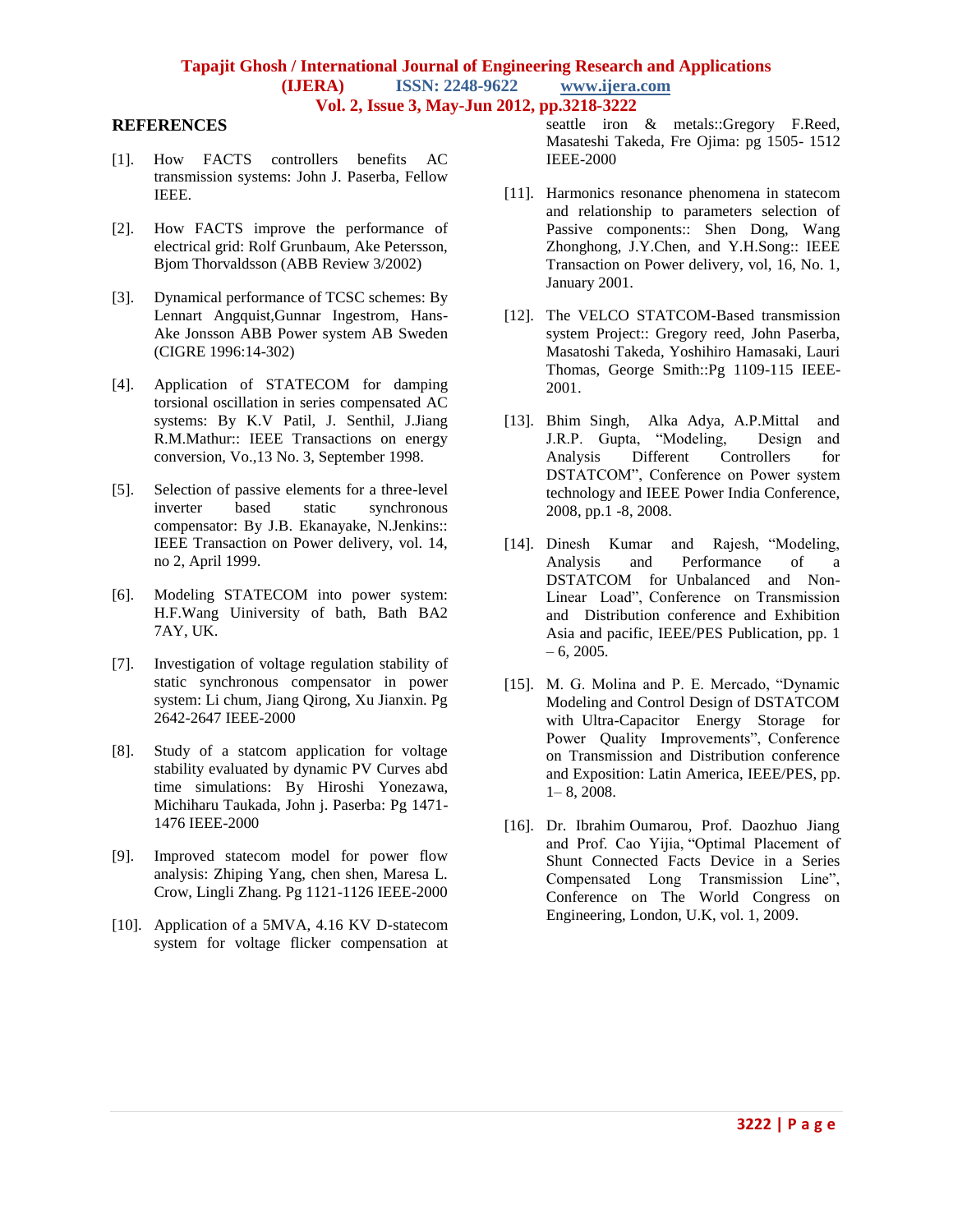## REFERENCES

[1]. How FACTS controllers benefits AC transmission systems: John J. Paserba, Fellow IEEE.

[2]. How FACTS improve the performance of electrical grid: Rolf Grunbaum, Ake Petersson, Bjom Thorvaldsson (ABB Review 3/2002)

[3]. Dynamical performance of TCSC schemes: By Lennart Angquist,Gunnar Ingestrom, Hans-Ake Jonsson ABB Power system AB Sweden (CIGRE 1996:14-302)

[4]. Application of STATECOM for damping torsional oscillation in series compensated AC systems: By K.V Patil, J. Senthil, J.Jiang R.M.Mathur:: IEEE Transactions on energy conversion, Vo.,13 No. 3, September 1998.

[5]. Selection of passive elements for a three-level inverter based static synchronous compensator: By J.B. Ekanayake, N.Jenkins:: IEEE Transaction on Power delivery, vol. 14, no 2, April 1999.

[6]. Modeling STATECOM into power system: H.F.Wang Uiniversity of bath, Bath BA2 7AY, UK.

[7]. Investigation of voltage regulation stability of static synchronous compensator in power system: Li chum, Jiang Qirong, Xu Jianxin. Pg 2642-2647 IEEE-2000

[8]. Study of a statcom application for voltage stability evaluated by dynamic PV Curves abd time simulations: By Hiroshi Yonezawa, Michiharu Taukada, John j. Paserba: Pg 1471-1476 IEEE-2000

[9]. Improved statecom model for power flow analysis: Zhiping Yang, chen shen, Maresa L. Crow, Lingli Zhang. Pg 1121-1126 IEEE-2000

[10]. Application of a 5MVA, 4.16 KV D-statecom system for voltage flicker compensation at seattle iron & metals::Gregory F.Reed, Masateshi Takeda, Fre Ojima: pg 1505- 1512 IEEE-2000

[11]. Harmonics resonance phenomena in statecom and relationship to parameters selection of Passive components:: Shen Dong, Wang Zhonghong, J.Y.Chen, and Y.H.Song:: IEEE Transaction on Power delivery, vol, 16, No. 1, January 2001.

[12]. The VELCO STATCOM-Based transmission system Project:: Gregory reed, John Paserba, Masatoshi Takeda, Yoshihiro Hamasaki, Lauri Thomas, George Smith::Pg 1109-115 IEEE-2001.

[13]. Bhim Singh, Alka Adya, A.P.Mittal and J.R.P. Gupta, "Modeling, Design and Analysis Different Controllers for DSTATCOM", Conference on Power system technology and IEEE Power India Conference, 2008, pp.1 -8, 2008.

[14]. Dinesh Kumar and Rajesh, "Modeling, Analysis and Performance of a DSTATCOM for Unbalanced and Non-Linear Load", Conference on Transmission and Distribution conference and Exhibition Asia and pacific, IEEE/PES Publication, pp. 1 – 6, 2005.

[15]. M. G. Molina and P. E. Mercado, "Dynamic Modeling and Control Design of DSTATCOM with Ultra-Capacitor Energy Storage for Power Quality Improvements", Conference on Transmission and Distribution conference and Exposition: Latin America, IEEE/PES, pp. 1– 8, 2008.

[16]. Dr. Ibrahim Oumarou, Prof. Daozhuo Jiang and Prof. Cao Yijia, "Optimal Placement of Shunt Connected Facts Device in a Series Compensated Long Transmission Line", Conference on The World Congress on Engineering, London, U.K, vol. 1, 2009.